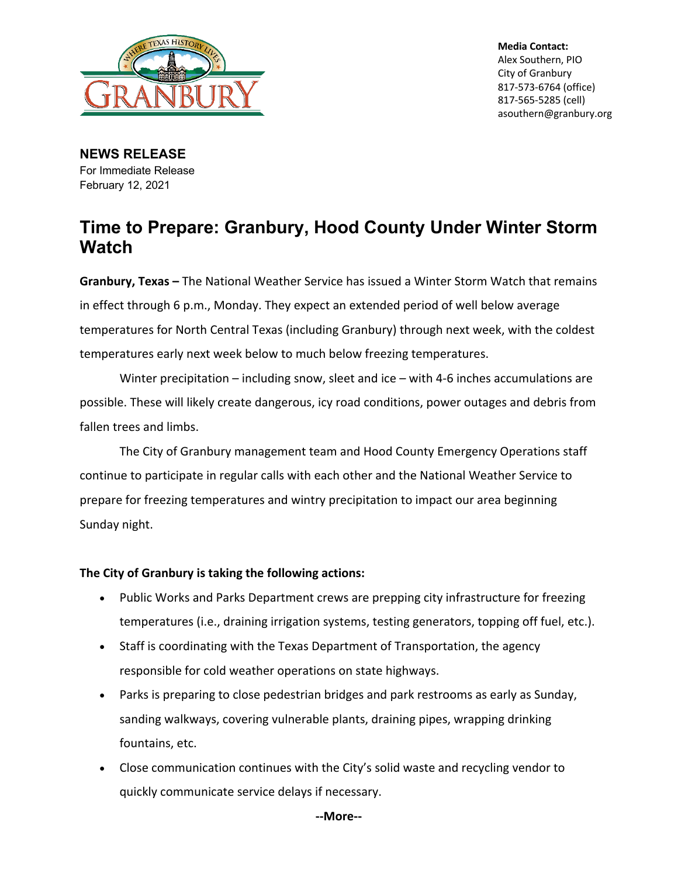**Media Contact:**
Alex Southern, PIO
City of Granbury
817-573-6764 (office)
817-565-5285 (cell)
asouthern@granbury.org

**NEWS RELEASE**
For Immediate Release
February 12, 2021

# Time to Prepare: Granbury, Hood County Under Winter Storm Watch

**Granbury, Texas –** The National Weather Service has issued a Winter Storm Watch that remains in effect through 6 p.m., Monday. They expect an extended period of well below average temperatures for North Central Texas (including Granbury) through next week, with the coldest temperatures early next week below to much below freezing temperatures.

Winter precipitation – including snow, sleet and ice – with 4-6 inches accumulations are possible. These will likely create dangerous, icy road conditions, power outages and debris from fallen trees and limbs.

The City of Granbury management team and Hood County Emergency Operations staff continue to participate in regular calls with each other and the National Weather Service to prepare for freezing temperatures and wintry precipitation to impact our area beginning Sunday night.

**The City of Granbury is taking the following actions:**

- Public Works and Parks Department crews are prepping city infrastructure for freezing temperatures (i.e., draining irrigation systems, testing generators, topping off fuel, etc.).
- Staff is coordinating with the Texas Department of Transportation, the agency responsible for cold weather operations on state highways.
- Parks is preparing to close pedestrian bridges and park restrooms as early as Sunday, sanding walkways, covering vulnerable plants, draining pipes, wrapping drinking fountains, etc.
- Close communication continues with the City's solid waste and recycling vendor to quickly communicate service delays if necessary.

**--More--**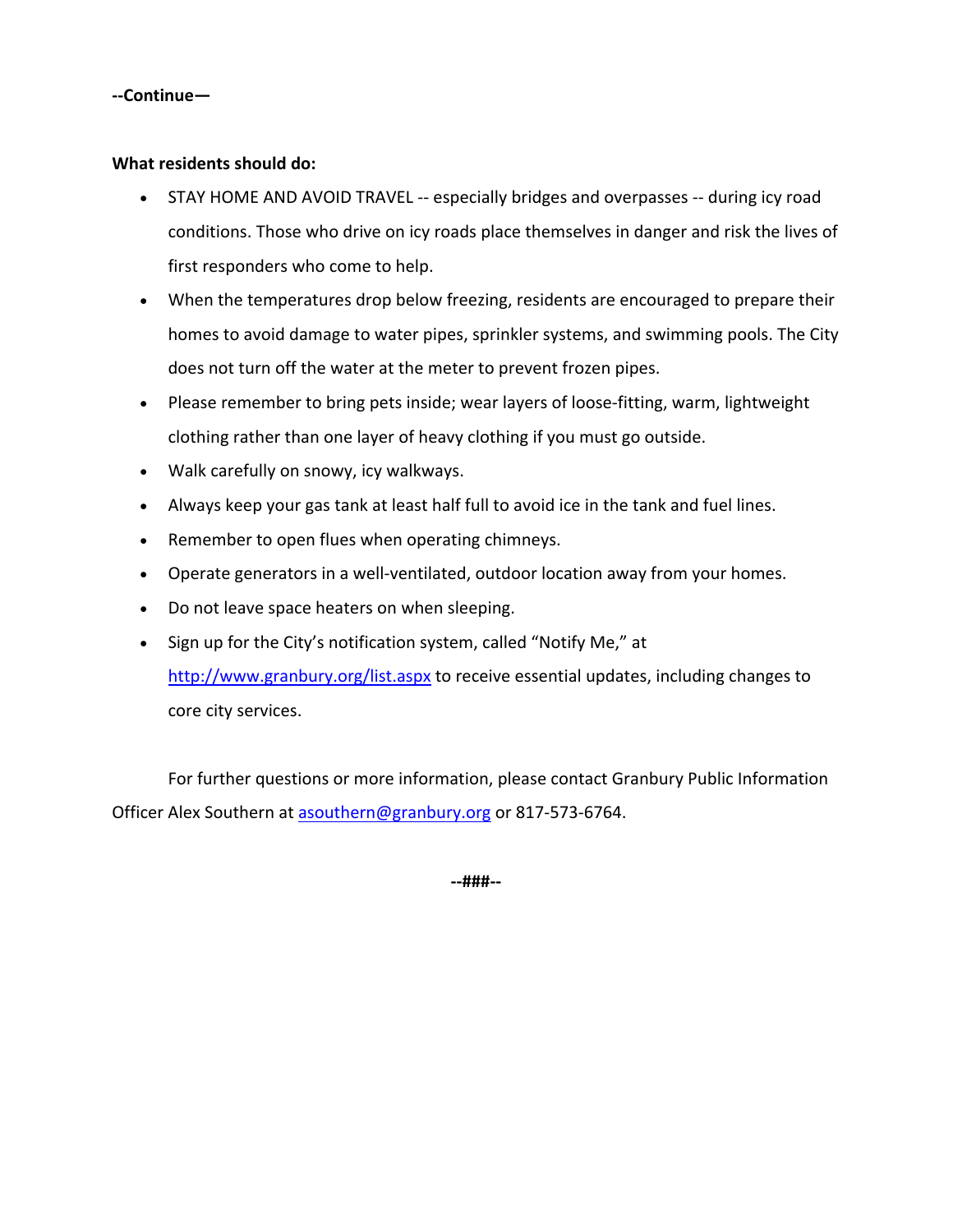**--Continue—**

**What residents should do:**

- STAY HOME AND AVOID TRAVEL -- especially bridges and overpasses -- during icy road conditions. Those who drive on icy roads place themselves in danger and risk the lives of first responders who come to help.
- When the temperatures drop below freezing, residents are encouraged to prepare their homes to avoid damage to water pipes, sprinkler systems, and swimming pools. The City does not turn off the water at the meter to prevent frozen pipes.
- Please remember to bring pets inside; wear layers of loose-fitting, warm, lightweight clothing rather than one layer of heavy clothing if you must go outside.
- Walk carefully on snowy, icy walkways.
- Always keep your gas tank at least half full to avoid ice in the tank and fuel lines.
- Remember to open flues when operating chimneys.
- Operate generators in a well-ventilated, outdoor location away from your homes.
- Do not leave space heaters on when sleeping.
- Sign up for the City's notification system, called "Notify Me," at http://www.granbury.org/list.aspx to receive essential updates, including changes to core city services.

For further questions or more information, please contact Granbury Public Information Officer Alex Southern at asouthern@granbury.org or 817-573-6764.

**--###--**